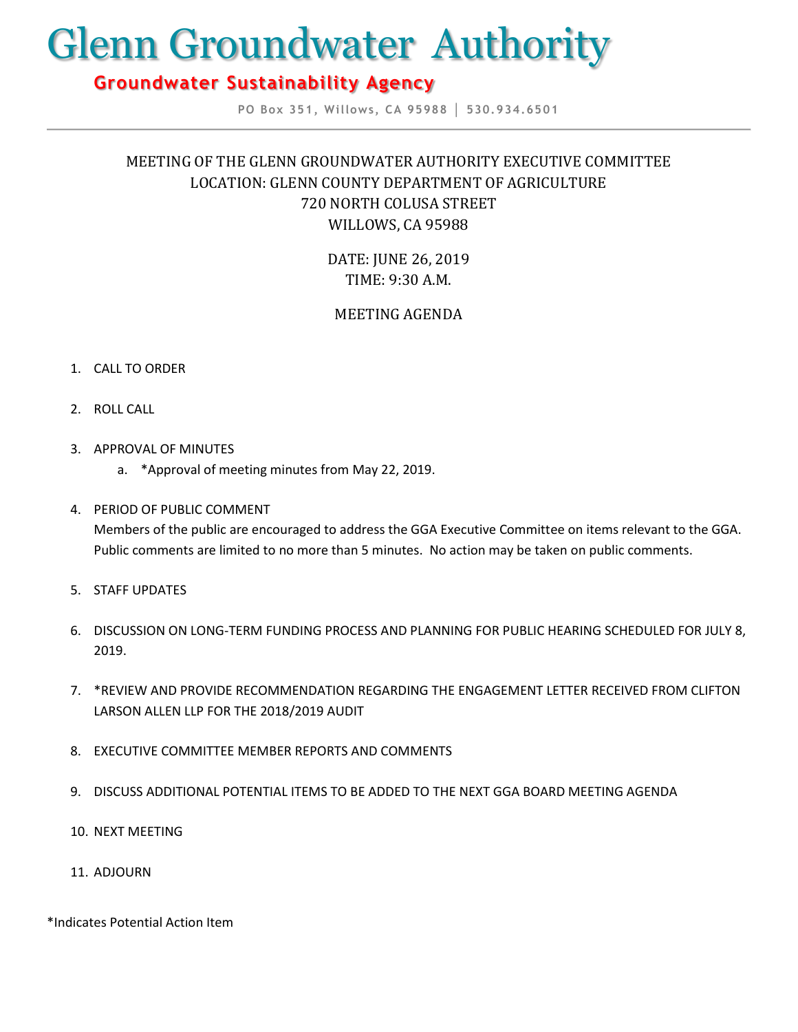# Glenn Groundwater Authority

## Groundwater Sustainability Agency

PO Box 351, Willows, CA 95988 | 530.934.6501

---

MEETING OF THE GLENN GROUNDWATER AUTHORITY EXECUTIVE COMMITTEE
LOCATION: GLENN COUNTY DEPARTMENT OF AGRICULTURE
720 NORTH COLUSA STREET
WILLOWS, CA 95988

DATE: JUNE 26, 2019
TIME: 9:30 A.M.

MEETING AGENDA

1. CALL TO ORDER

2. ROLL CALL

3. APPROVAL OF MINUTES
   a. *Approval of meeting minutes from May 22, 2019.

4. PERIOD OF PUBLIC COMMENT
   Members of the public are encouraged to address the GGA Executive Committee on items relevant to the GGA. Public comments are limited to no more than 5 minutes. No action may be taken on public comments.

5. STAFF UPDATES

6. DISCUSSION ON LONG-TERM FUNDING PROCESS AND PLANNING FOR PUBLIC HEARING SCHEDULED FOR JULY 8, 2019.

7. *REVIEW AND PROVIDE RECOMMENDATION REGARDING THE ENGAGEMENT LETTER RECEIVED FROM CLIFTON LARSON ALLEN LLP FOR THE 2018/2019 AUDIT

8. EXECUTIVE COMMITTEE MEMBER REPORTS AND COMMENTS

9. DISCUSS ADDITIONAL POTENTIAL ITEMS TO BE ADDED TO THE NEXT GGA BOARD MEETING AGENDA

10. NEXT MEETING

11. ADJOURN

*Indicates Potential Action Item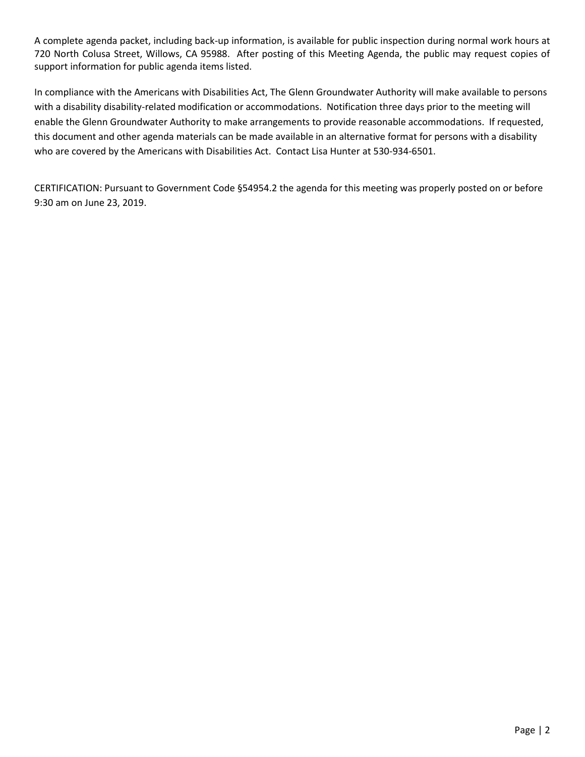A complete agenda packet, including back-up information, is available for public inspection during normal work hours at 720 North Colusa Street, Willows, CA 95988. After posting of this Meeting Agenda, the public may request copies of support information for public agenda items listed.

In compliance with the Americans with Disabilities Act, The Glenn Groundwater Authority will make available to persons with a disability disability-related modification or accommodations. Notification three days prior to the meeting will enable the Glenn Groundwater Authority to make arrangements to provide reasonable accommodations. If requested, this document and other agenda materials can be made available in an alternative format for persons with a disability who are covered by the Americans with Disabilities Act. Contact Lisa Hunter at 530-934-6501.

CERTIFICATION: Pursuant to Government Code §54954.2 the agenda for this meeting was properly posted on or before 9:30 am on June 23, 2019.